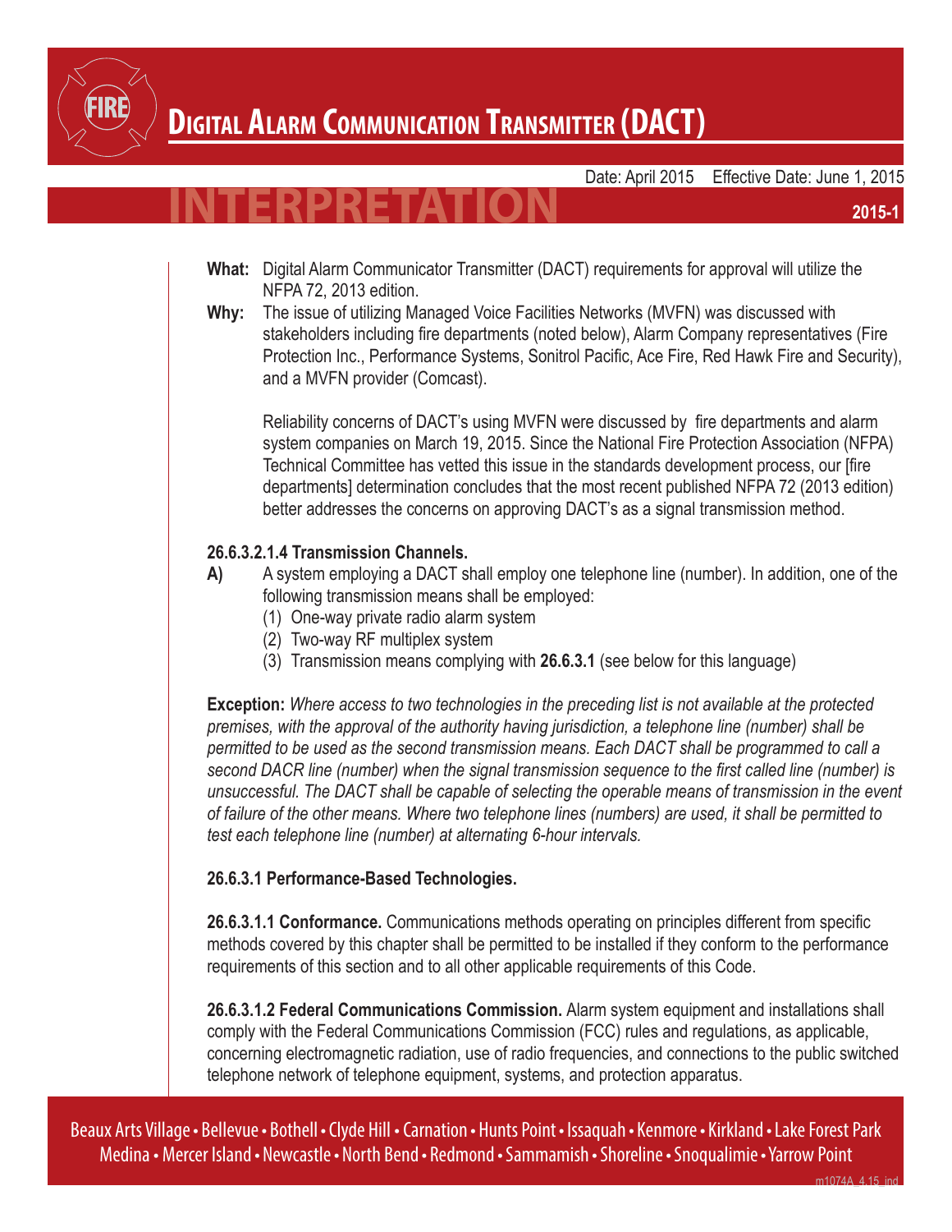# Digital Alarm Communication Transmitter (DACT)

# INTERPRETATION

Date: April 2015 Effective Date: June 1, 2015

**2015-1**

**What:** Digital Alarm Communicator Transmitter (DACT) requirements for approval will utilize the NFPA 72, 2013 edition.

**Why:** The issue of utilizing Managed Voice Facilities Networks (MVFN) was discussed with stakeholders including fire departments (noted below), Alarm Company representatives (Fire Protection Inc., Performance Systems, Sonitrol Pacific, Ace Fire, Red Hawk Fire and Security), and a MVFN provider (Comcast).

Reliability concerns of DACT's using MVFN were discussed by fire departments and alarm system companies on March 19, 2015. Since the National Fire Protection Association (NFPA) Technical Committee has vetted this issue in the standards development process, our [fire departments] determination concludes that the most recent published NFPA 72 (2013 edition) better addresses the concerns on approving DACT's as a signal transmission method.

**26.6.3.2.1.4 Transmission Channels.**

**A)** A system employing a DACT shall employ one telephone line (number). In addition, one of the following transmission means shall be employed:

(1) One-way private radio alarm system
(2) Two-way RF multiplex system
(3) Transmission means complying with **26.6.3.1** (see below for this language)

**Exception:** *Where access to two technologies in the preceding list is not available at the protected premises, with the approval of the authority having jurisdiction, a telephone line (number) shall be permitted to be used as the second transmission means. Each DACT shall be programmed to call a second DACR line (number) when the signal transmission sequence to the first called line (number) is unsuccessful. The DACT shall be capable of selecting the operable means of transmission in the event of failure of the other means. Where two telephone lines (numbers) are used, it shall be permitted to test each telephone line (number) at alternating 6-hour intervals.*

**26.6.3.1 Performance-Based Technologies.**

**26.6.3.1.1 Conformance.** Communications methods operating on principles different from specific methods covered by this chapter shall be permitted to be installed if they conform to the performance requirements of this section and to all other applicable requirements of this Code.

**26.6.3.1.2 Federal Communications Commission.** Alarm system equipment and installations shall comply with the Federal Communications Commission (FCC) rules and regulations, as applicable, concerning electromagnetic radiation, use of radio frequencies, and connections to the public switched telephone network of telephone equipment, systems, and protection apparatus.

Beaux Arts Village • Bellevue • Bothell • Clyde Hill • Carnation • Hunts Point • Issaquah • Kenmore • Kirkland • Lake Forest Park
Medina • Mercer Island • Newcastle • North Bend • Redmond • Sammamish • Shoreline • Snoqualimie • Yarrow Point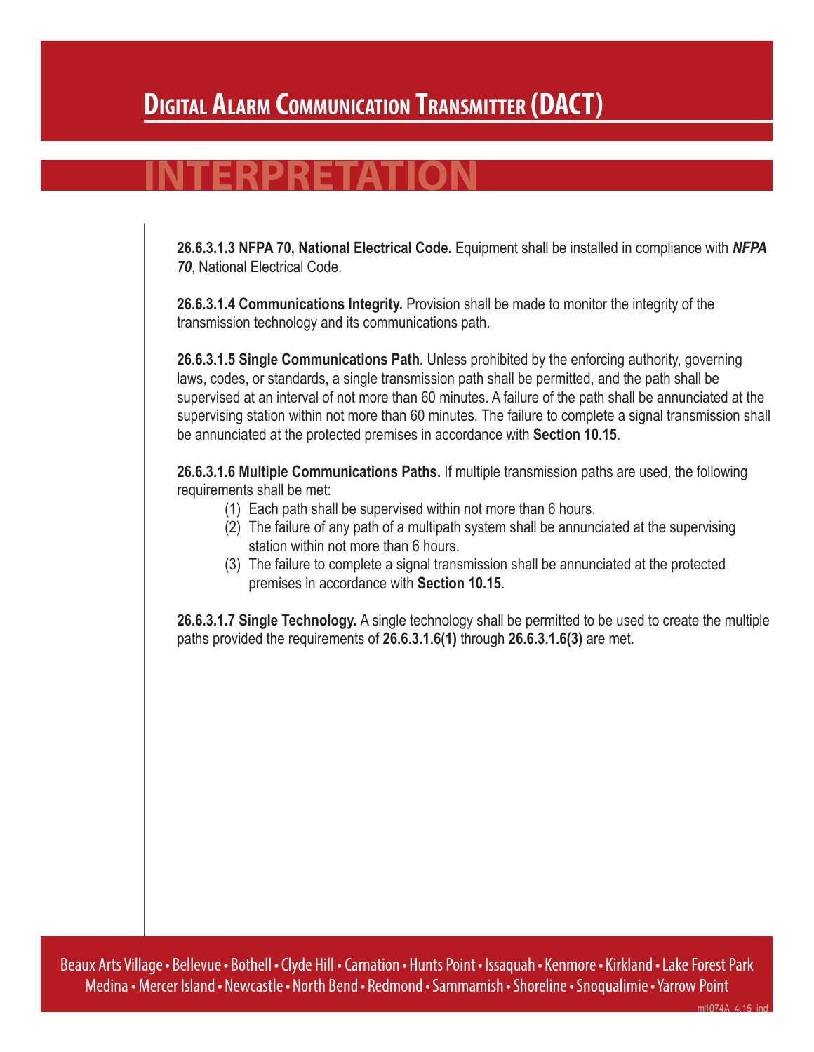# Digital Alarm Communication Transmitter (DACT)

## INTERPRETATION

**26.6.3.1.3 NFPA 70, National Electrical Code.** Equipment shall be installed in compliance with ***NFPA 70***, National Electrical Code.

**26.6.3.1.4 Communications Integrity.** Provision shall be made to monitor the integrity of the transmission technology and its communications path.

**26.6.3.1.5 Single Communications Path.** Unless prohibited by the enforcing authority, governing laws, codes, or standards, a single transmission path shall be permitted, and the path shall be supervised at an interval of not more than 60 minutes. A failure of the path shall be annunciated at the supervising station within not more than 60 minutes. The failure to complete a signal transmission shall be annunciated at the protected premises in accordance with **Section 10.15**.

**26.6.3.1.6 Multiple Communications Paths.** If multiple transmission paths are used, the following requirements shall be met:

1. Each path shall be supervised within not more than 6 hours.
2. The failure of any path of a multipath system shall be annunciated at the supervising station within not more than 6 hours.
3. The failure to complete a signal transmission shall be annunciated at the protected premises in accordance with **Section 10.15**.

**26.6.3.1.7 Single Technology.** A single technology shall be permitted to be used to create the multiple paths provided the requirements of **26.6.3.1.6(1)** through **26.6.3.1.6(3)** are met.

Beaux Arts Village • Bellevue • Bothell • Clyde Hill • Carnation • Hunts Point • Issaquah • Kenmore • Kirkland • Lake Forest Park
Medina • Mercer Island • Newcastle • North Bend • Redmond • Sammamish • Shoreline • Snoqualimie • Yarrow Point